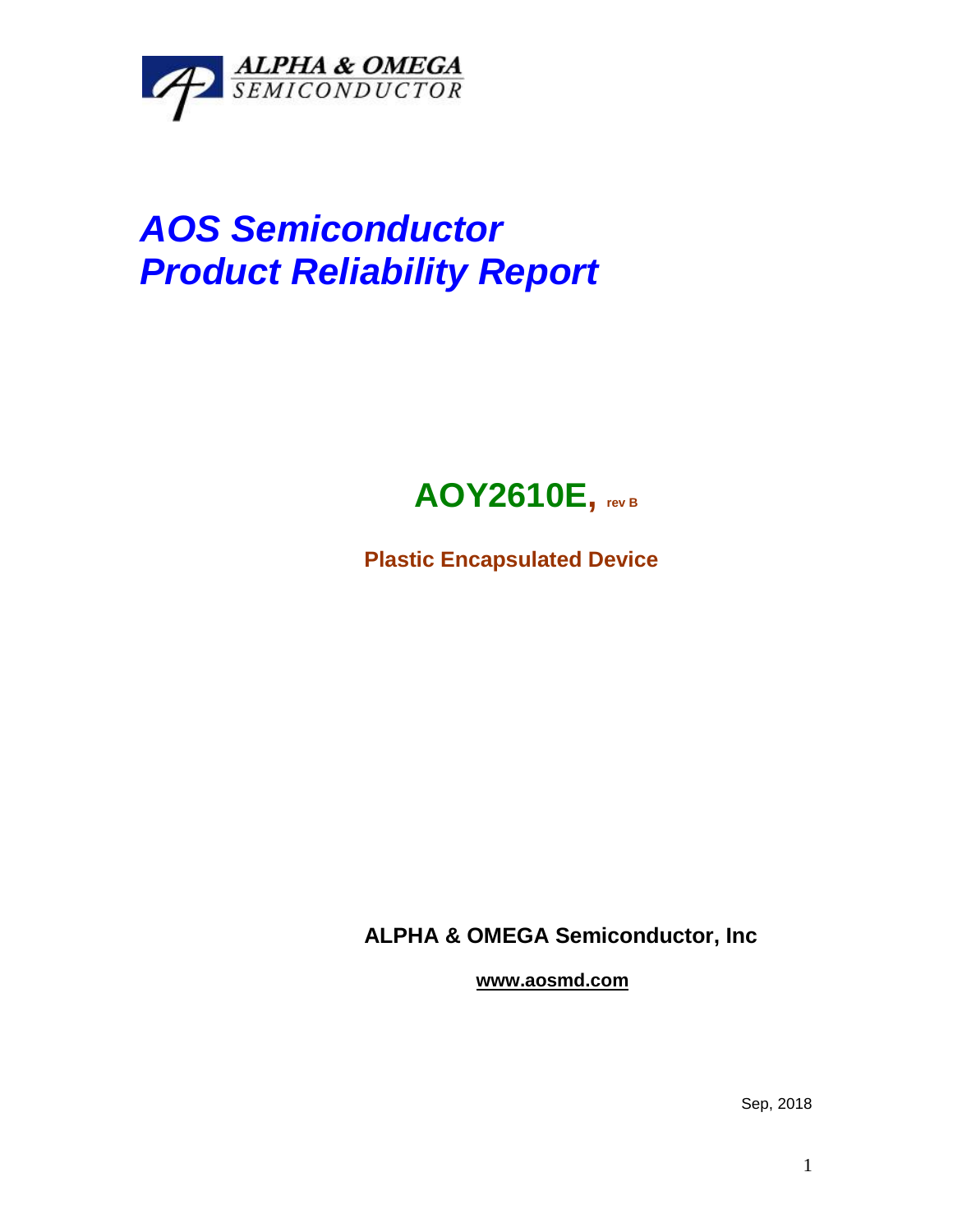ALPHA & OMEGA
SEMICONDUCTOR

# *AOS Semiconductor*
# *Product Reliability Report*

## AOY2610E, rev B

**Plastic Encapsulated Device**

**ALPHA & OMEGA Semiconductor, Inc**

**www.aosmd.com**

Sep, 2018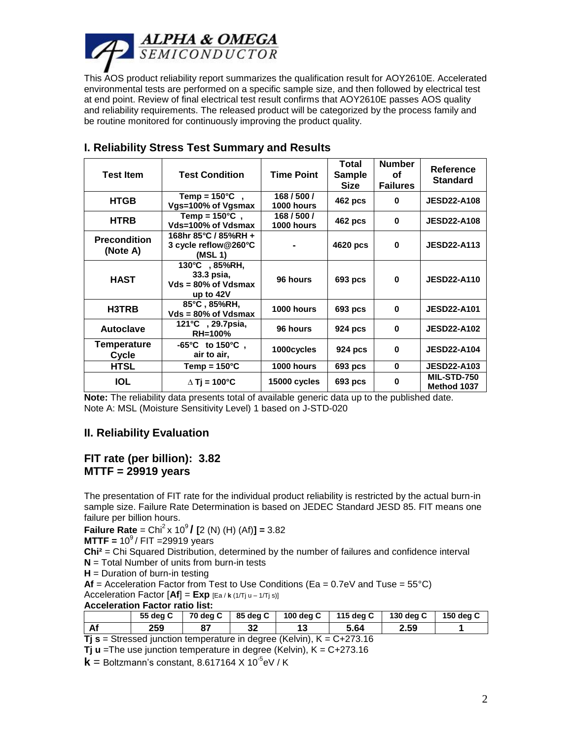This AOS product reliability report summarizes the qualification result for AOY2610E. Accelerated environmental tests are performed on a specific sample size, and then followed by electrical test at end point. Review of final electrical test result confirms that AOY2610E passes AOS quality and reliability requirements. The released product will be categorized by the process family and be routine monitored for continuously improving the product quality.

## I. Reliability Stress Test Summary and Results

| Test Item | Test Condition | Time Point | Total Sample Size | Number of Failures | Reference Standard |
|---|---|---|---|---|---|
| HTGB | Temp = 150°C , Vgs=100% of Vgsmax | 168 / 500 / 1000 hours | 462 pcs | 0 | JESD22-A108 |
| HTRB | Temp = 150°C , Vds=100% of Vdsmax | 168 / 500 / 1000 hours | 462 pcs | 0 | JESD22-A108 |
| Precondition (Note A) | 168hr 85°C / 85%RH + 3 cycle reflow@260°C (MSL 1) | - | 4620 pcs | 0 | JESD22-A113 |
| HAST | 130°C , 85%RH, 33.3 psia, Vds = 80% of Vdsmax up to 42V | 96 hours | 693 pcs | 0 | JESD22-A110 |
| H3TRB | 85°C , 85%RH, Vds = 80% of Vdsmax | 1000 hours | 693 pcs | 0 | JESD22-A101 |
| Autoclave | 121°C , 29.7psia, RH=100% | 96 hours | 924 pcs | 0 | JESD22-A102 |
| Temperature Cycle | -65°C to 150°C , air to air, | 1000cycles | 924 pcs | 0 | JESD22-A104 |
| HTSL | Temp = 150°C | 1000 hours | 693 pcs | 0 | JESD22-A103 |
| IOL | $\Delta$ Tj = 100°C | 15000 cycles | 693 pcs | 0 | MIL-STD-750 Method 1037 |

**Note:** The reliability data presents total of available generic data up to the published date.
Note A: MSL (Moisture Sensitivity Level) 1 based on J-STD-020

## II. Reliability Evaluation

### FIT rate (per billion): 3.82
### MTTF = 29919 years

The presentation of FIT rate for the individual product reliability is restricted by the actual burn-in sample size. Failure Rate Determination is based on JEDEC Standard JESD 85. FIT means one failure per billion hours.

**Failure Rate** = $Chi^2 \times 10^9$ **/ [**2 (N) (H) (Af)**] =** 3.82

**MTTF =** $10^9$ / FIT =29919 years

**Chi²** = Chi Squared Distribution, determined by the number of failures and confidence interval

**N** = Total Number of units from burn-in tests

**H** = Duration of burn-in testing

**Af** = Acceleration Factor from Test to Use Conditions (Ea = 0.7eV and Tuse = 55°C)

Acceleration Factor [**Af**] = **Exp** [Ea / **k** (1/Tj u – 1/Tj s)]

**Acceleration Factor ratio list:**

| | 55 deg C | 70 deg C | 85 deg C | 100 deg C | 115 deg C | 130 deg C | 150 deg C |
|---|---|---|---|---|---|---|---|
| Af | 259 | 87 | 32 | 13 | 5.64 | 2.59 | 1 |

**Tj s** = Stressed junction temperature in degree (Kelvin), K = C+273.16

**Tj u** =The use junction temperature in degree (Kelvin), K = C+273.16

**k** = Boltzmann's constant, 8.617164 X $10^{-5}$eV / K